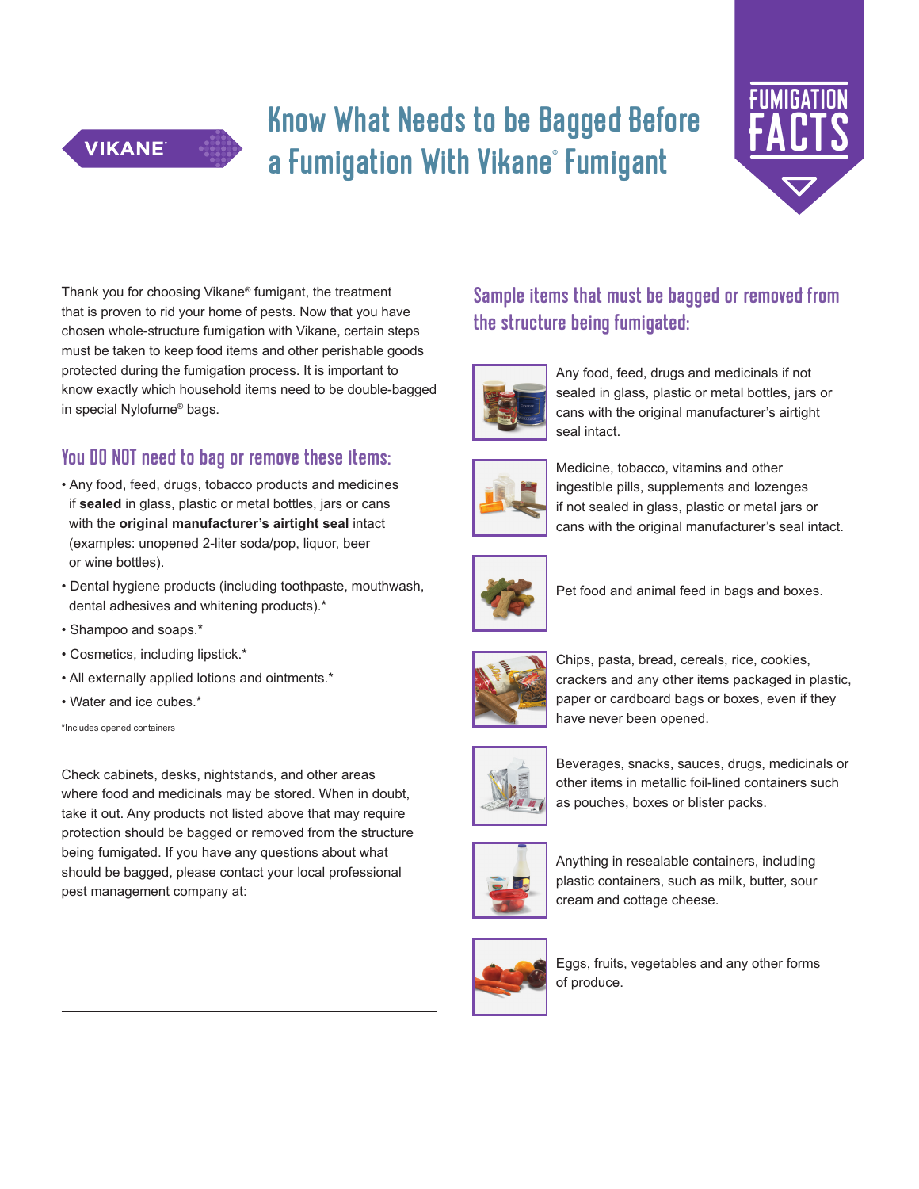VIKANE®

# Know What Needs to be Bagged Before a Fumigation With Vikane® Fumigant

FUMIGATION FACTS

Thank you for choosing Vikane® fumigant, the treatment that is proven to rid your home of pests. Now that you have chosen whole-structure fumigation with Vikane, certain steps must be taken to keep food items and other perishable goods protected during the fumigation process. It is important to know exactly which household items need to be double-bagged in special Nylofume® bags.

## You DO NOT need to bag or remove these items:

- Any food, feed, drugs, tobacco products and medicines if **sealed** in glass, plastic or metal bottles, jars or cans with the **original manufacturer's airtight seal** intact (examples: unopened 2-liter soda/pop, liquor, beer or wine bottles).
- Dental hygiene products (including toothpaste, mouthwash, dental adhesives and whitening products).*
- Shampoo and soaps.*
- Cosmetics, including lipstick.*
- All externally applied lotions and ointments.*
- Water and ice cubes.*

*Includes opened containers

Check cabinets, desks, nightstands, and other areas where food and medicinals may be stored. When in doubt, take it out. Any products not listed above that may require protection should be bagged or removed from the structure being fumigated. If you have any questions about what should be bagged, please contact your local professional pest management company at:

______________________________

______________________________

______________________________

## Sample items that must be bagged or removed from the structure being fumigated:

- Any food, feed, drugs and medicinals if not sealed in glass, plastic or metal bottles, jars or cans with the original manufacturer's airtight seal intact.
- Medicine, tobacco, vitamins and other ingestible pills, supplements and lozenges if not sealed in glass, plastic or metal jars or cans with the original manufacturer's seal intact.
- Pet food and animal feed in bags and boxes.
- Chips, pasta, bread, cereals, rice, cookies, crackers and any other items packaged in plastic, paper or cardboard bags or boxes, even if they have never been opened.
- Beverages, snacks, sauces, drugs, medicinals or other items in metallic foil-lined containers such as pouches, boxes or blister packs.
- Anything in resealable containers, including plastic containers, such as milk, butter, sour cream and cottage cheese.
- Eggs, fruits, vegetables and any other forms of produce.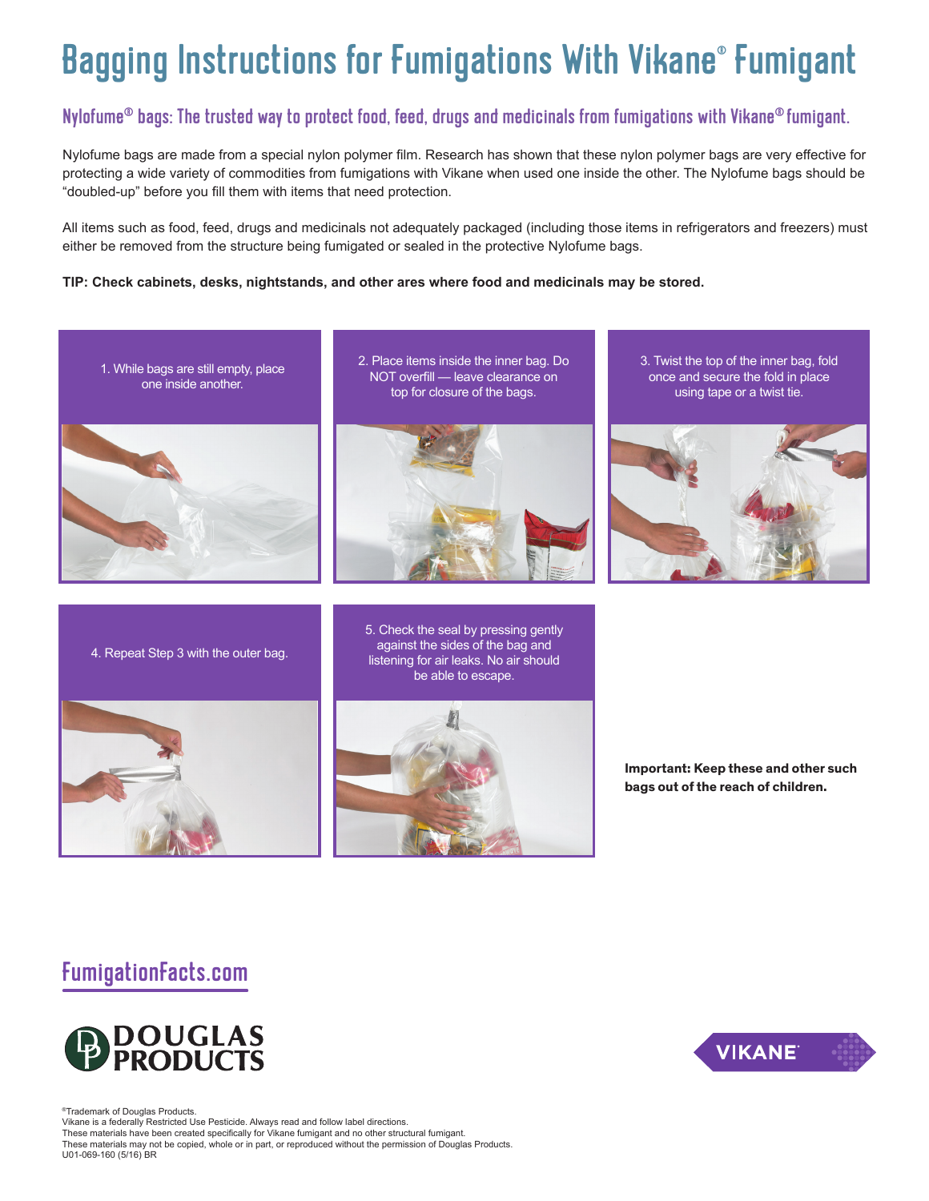# Bagging Instructions for Fumigations With Vikane® Fumigant

## Nylofume® bags: The trusted way to protect food, feed, drugs and medicinals from fumigations with Vikane® fumigant.

Nylofume bags are made from a special nylon polymer film. Research has shown that these nylon polymer bags are very effective for protecting a wide variety of commodities from fumigations with Vikane when used one inside the other. The Nylofume bags should be "doubled-up" before you fill them with items that need protection.

All items such as food, feed, drugs and medicinals not adequately packaged (including those items in refrigerators and freezers) must either be removed from the structure being fumigated or sealed in the protective Nylofume bags.

**TIP: Check cabinets, desks, nightstands, and other ares where food and medicinals may be stored.**

1. While bags are still empty, place one inside another.

2. Place items inside the inner bag. Do NOT overfill — leave clearance on top for closure of the bags.

3. Twist the top of the inner bag, fold once and secure the fold in place using tape or a twist tie.

4. Repeat Step 3 with the outer bag.

5. Check the seal by pressing gently against the sides of the bag and listening for air leaks. No air should be able to escape.

**Important: Keep these and other such bags out of the reach of children.**

FumigationFacts.com

DOUGLAS PRODUCTS

VIKANE®

®Trademark of Douglas Products.
Vikane is a federally Restricted Use Pesticide. Always read and follow label directions.
These materials have been created specifically for Vikane fumigant and no other structural fumigant.
These materials may not be copied, whole or in part, or reproduced without the permission of Douglas Products.
U01-069-160 (5/16) BR